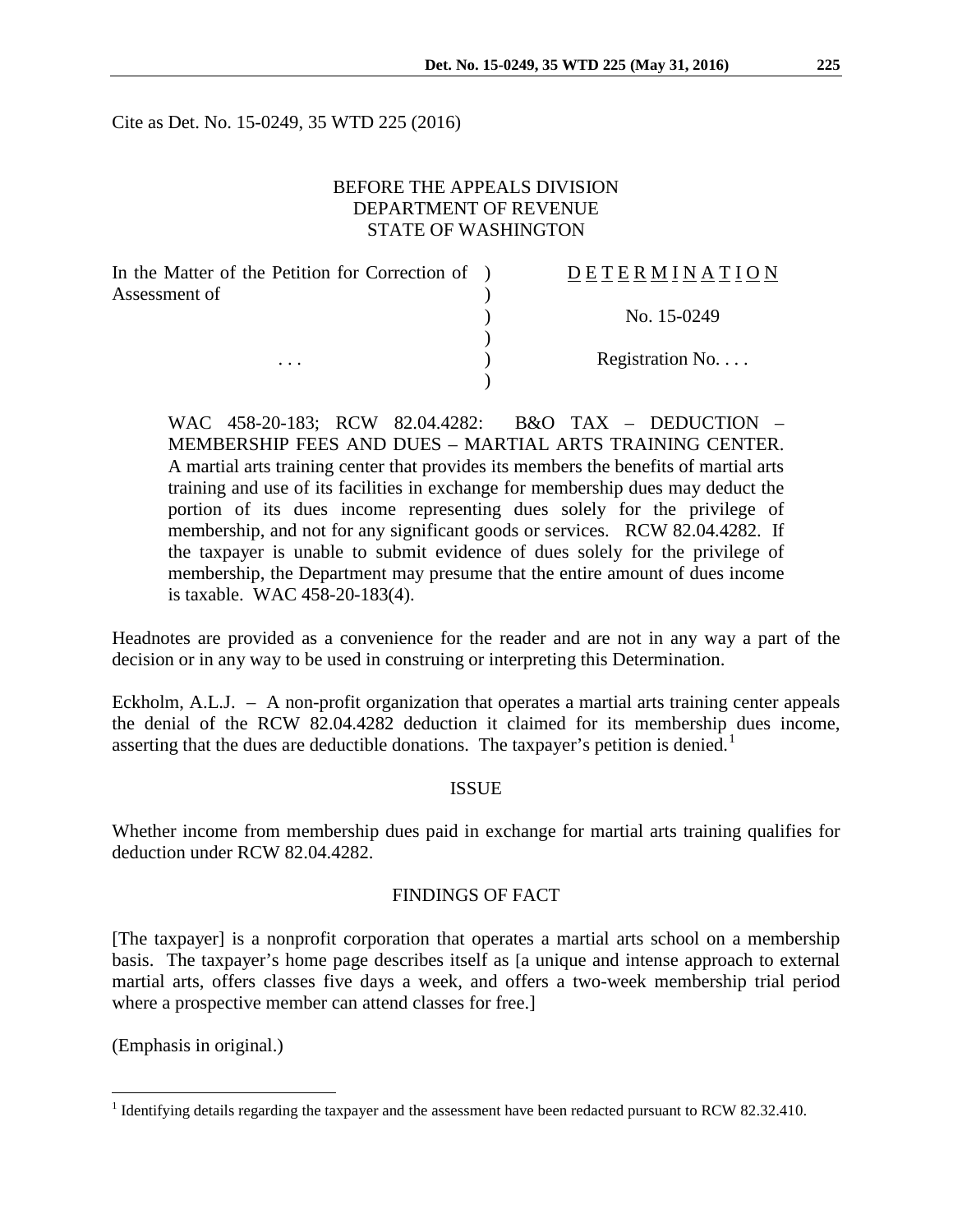Cite as Det. No. 15-0249, 35 WTD 225 (2016)

BEFORE THE APPEALS DIVISION
DEPARTMENT OF REVENUE
STATE OF WASHINGTON

| In the Matter of the Petition for Correction of Assessment of | ) | D E T E R M I N A T I O N |
|---|---|---|
| | ) | No. 15-0249 |
| . . . | ) | Registration No. . . . |

WAC 458-20-183; RCW 82.04.4282: B&O TAX – DEDUCTION – MEMBERSHIP FEES AND DUES – MARTIAL ARTS TRAINING CENTER. A martial arts training center that provides its members the benefits of martial arts training and use of its facilities in exchange for membership dues may deduct the portion of its dues income representing dues solely for the privilege of membership, and not for any significant goods or services. RCW 82.04.4282. If the taxpayer is unable to submit evidence of dues solely for the privilege of membership, the Department may presume that the entire amount of dues income is taxable. WAC 458-20-183(4).

Headnotes are provided as a convenience for the reader and are not in any way a part of the decision or in any way to be used in construing or interpreting this Determination.

Eckholm, A.L.J. – A non-profit organization that operates a martial arts training center appeals the denial of the RCW 82.04.4282 deduction it claimed for its membership dues income, asserting that the dues are deductible donations. The taxpayer's petition is denied.[1]

## ISSUE

Whether income from membership dues paid in exchange for martial arts training qualifies for deduction under RCW 82.04.4282.

## FINDINGS OF FACT

[The taxpayer] is a nonprofit corporation that operates a martial arts school on a membership basis. The taxpayer's home page describes itself as [a unique and intense approach to external martial arts, offers classes five days a week, and offers a two-week membership trial period where a prospective member can attend classes for free.]

(Emphasis in original.)

[1] Identifying details regarding the taxpayer and the assessment have been redacted pursuant to RCW 82.32.410.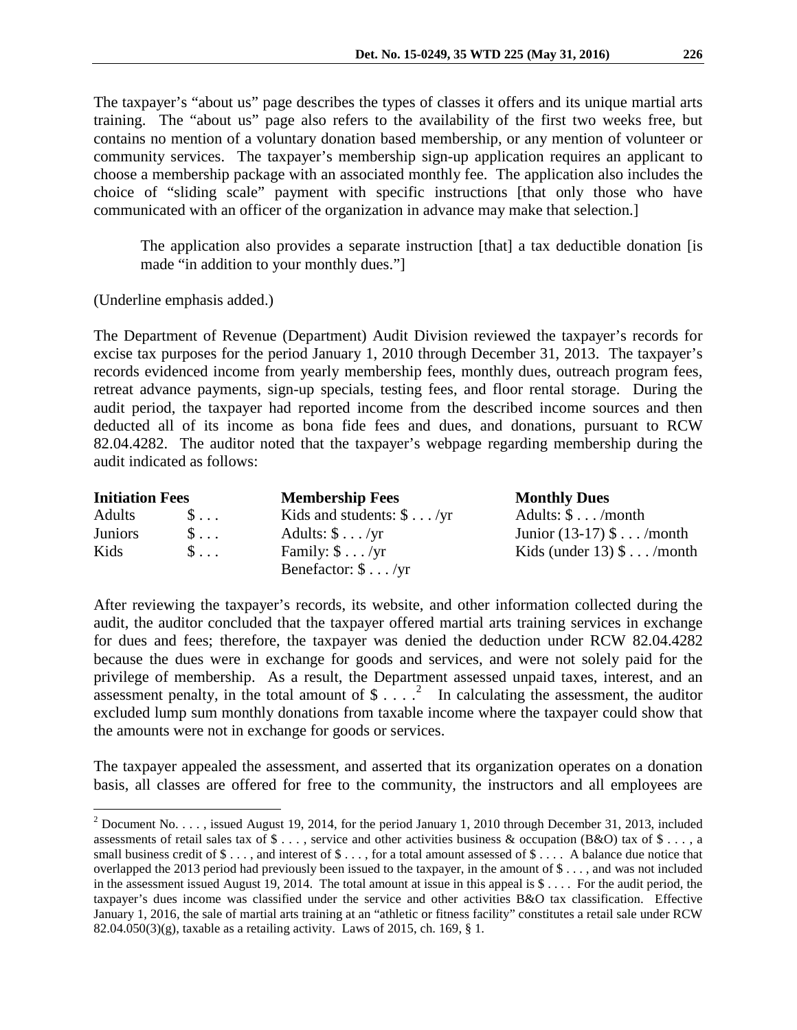The taxpayer's "about us" page describes the types of classes it offers and its unique martial arts training. The "about us" page also refers to the availability of the first two weeks free, but contains no mention of a voluntary donation based membership, or any mention of volunteer or community services. The taxpayer's membership sign-up application requires an applicant to choose a membership package with an associated monthly fee. The application also includes the choice of "sliding scale" payment with specific instructions [that only those who have communicated with an officer of the organization in advance may make that selection.]

> The application also provides a separate instruction [that] a tax deductible donation [is made "in addition to your monthly dues."]

(Underline emphasis added.)

The Department of Revenue (Department) Audit Division reviewed the taxpayer's records for excise tax purposes for the period January 1, 2010 through December 31, 2013. The taxpayer's records evidenced income from yearly membership fees, monthly dues, outreach program fees, retreat advance payments, sign-up specials, testing fees, and floor rental storage. During the audit period, the taxpayer had reported income from the described income sources and then deducted all of its income as bona fide fees and dues, and donations, pursuant to RCW 82.04.4282. The auditor noted that the taxpayer's webpage regarding membership during the audit indicated as follows:

| **Initiation Fees** | | **Membership Fees** | **Monthly Dues** |
|---|---|---|---|
| Adults | $ . . . | Kids and students: $ . . . /yr | Adults: $ . . . /month |
| Juniors | $ . . . | Adults: $ . . . /yr | Junior (13-17) $ . . . /month |
| Kids | $ . . . | Family: $ . . . /yr | Kids (under 13) $ . . . /month |
| | | Benefactor: $ . . . /yr | |

After reviewing the taxpayer's records, its website, and other information collected during the audit, the auditor concluded that the taxpayer offered martial arts training services in exchange for dues and fees; therefore, the taxpayer was denied the deduction under RCW 82.04.4282 because the dues were in exchange for goods and services, and were not solely paid for the privilege of membership. As a result, the Department assessed unpaid taxes, interest, and an assessment penalty, in the total amount of $ . . . .[2] In calculating the assessment, the auditor excluded lump sum monthly donations from taxable income where the taxpayer could show that the amounts were not in exchange for goods or services.

The taxpayer appealed the assessment, and asserted that its organization operates on a donation basis, all classes are offered for free to the community, the instructors and all employees are

---

[2] Document No. . . . , issued August 19, 2014, for the period January 1, 2010 through December 31, 2013, included assessments of retail sales tax of $ . . . , service and other activities business & occupation (B&O) tax of $ . . . , a small business credit of $ . . . , and interest of $ . . . , for a total amount assessed of $ . . . . A balance due notice that overlapped the 2013 period had previously been issued to the taxpayer, in the amount of $ . . . , and was not included in the assessment issued August 19, 2014. The total amount at issue in this appeal is $ . . . . For the audit period, the taxpayer's dues income was classified under the service and other activities B&O tax classification. Effective January 1, 2016, the sale of martial arts training at an "athletic or fitness facility" constitutes a retail sale under RCW 82.04.050(3)(g), taxable as a retailing activity. Laws of 2015, ch. 169, § 1.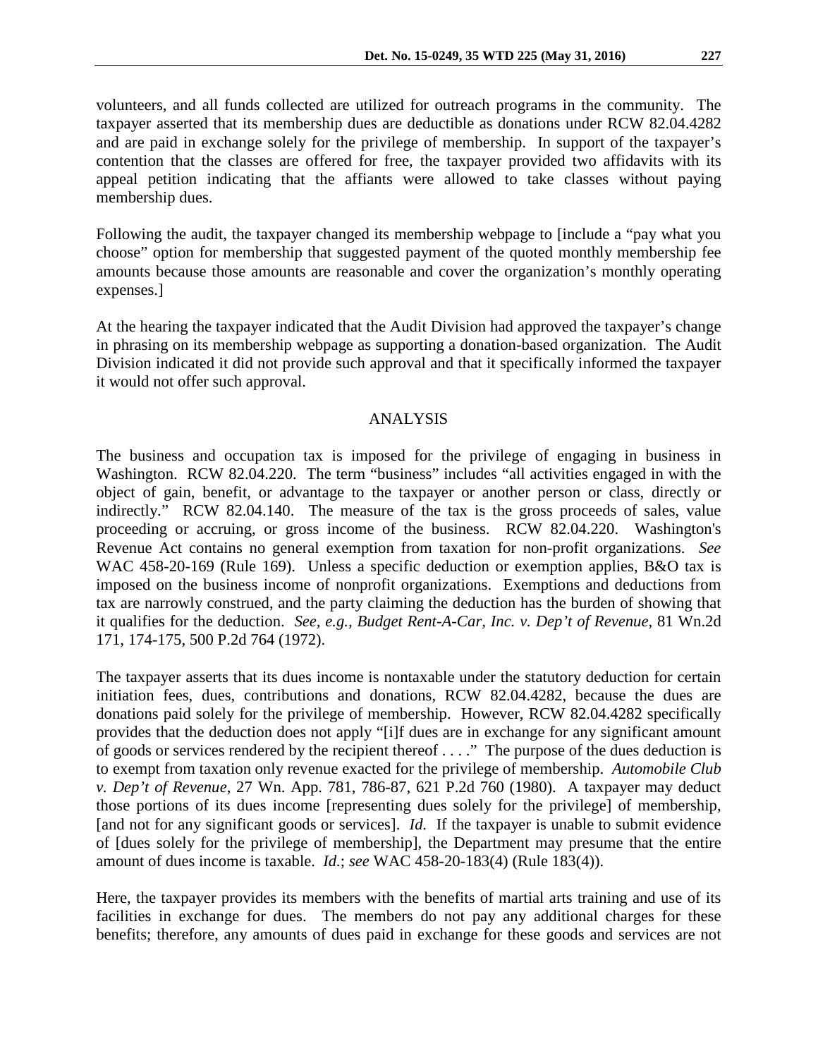volunteers, and all funds collected are utilized for outreach programs in the community. The taxpayer asserted that its membership dues are deductible as donations under RCW 82.04.4282 and are paid in exchange solely for the privilege of membership. In support of the taxpayer's contention that the classes are offered for free, the taxpayer provided two affidavits with its appeal petition indicating that the affiants were allowed to take classes without paying membership dues.

Following the audit, the taxpayer changed its membership webpage to [include a "pay what you choose" option for membership that suggested payment of the quoted monthly membership fee amounts because those amounts are reasonable and cover the organization's monthly operating expenses.]

At the hearing the taxpayer indicated that the Audit Division had approved the taxpayer's change in phrasing on its membership webpage as supporting a donation-based organization. The Audit Division indicated it did not provide such approval and that it specifically informed the taxpayer it would not offer such approval.

## ANALYSIS

The business and occupation tax is imposed for the privilege of engaging in business in Washington. RCW 82.04.220. The term "business" includes "all activities engaged in with the object of gain, benefit, or advantage to the taxpayer or another person or class, directly or indirectly." RCW 82.04.140. The measure of the tax is the gross proceeds of sales, value proceeding or accruing, or gross income of the business. RCW 82.04.220. Washington's Revenue Act contains no general exemption from taxation for non-profit organizations. *See* WAC 458-20-169 (Rule 169). Unless a specific deduction or exemption applies, B&O tax is imposed on the business income of nonprofit organizations. Exemptions and deductions from tax are narrowly construed, and the party claiming the deduction has the burden of showing that it qualifies for the deduction. *See, e.g., Budget Rent-A-Car, Inc. v. Dep't of Revenue*, 81 Wn.2d 171, 174-175, 500 P.2d 764 (1972).

The taxpayer asserts that its dues income is nontaxable under the statutory deduction for certain initiation fees, dues, contributions and donations, RCW 82.04.4282, because the dues are donations paid solely for the privilege of membership. However, RCW 82.04.4282 specifically provides that the deduction does not apply "[i]f dues are in exchange for any significant amount of goods or services rendered by the recipient thereof . . . ." The purpose of the dues deduction is to exempt from taxation only revenue exacted for the privilege of membership. *Automobile Club v. Dep't of Revenue*, 27 Wn. App. 781, 786-87, 621 P.2d 760 (1980). A taxpayer may deduct those portions of its dues income [representing dues solely for the privilege] of membership, [and not for any significant goods or services]. *Id.* If the taxpayer is unable to submit evidence of [dues solely for the privilege of membership], the Department may presume that the entire amount of dues income is taxable. *Id.*; *see* WAC 458-20-183(4) (Rule 183(4)).

Here, the taxpayer provides its members with the benefits of martial arts training and use of its facilities in exchange for dues. The members do not pay any additional charges for these benefits; therefore, any amounts of dues paid in exchange for these goods and services are not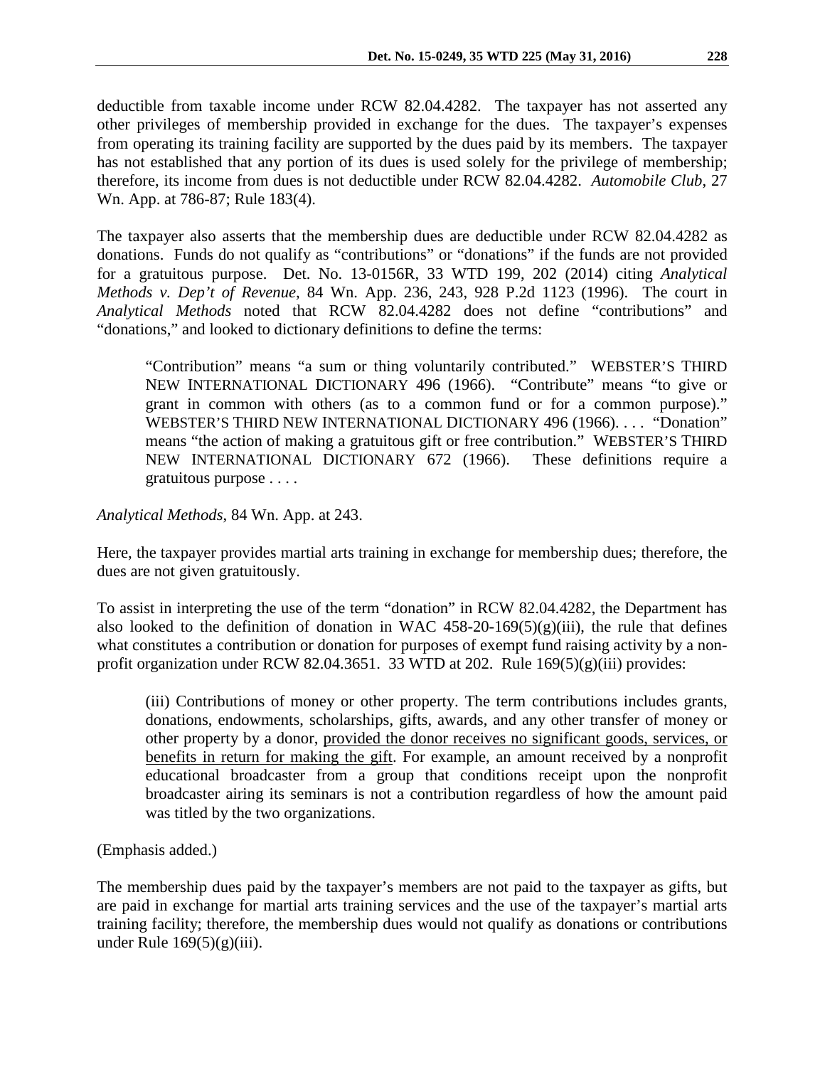deductible from taxable income under RCW 82.04.4282. The taxpayer has not asserted any other privileges of membership provided in exchange for the dues. The taxpayer's expenses from operating its training facility are supported by the dues paid by its members. The taxpayer has not established that any portion of its dues is used solely for the privilege of membership; therefore, its income from dues is not deductible under RCW 82.04.4282. *Automobile Club*, 27 Wn. App. at 786-87; Rule 183(4).

The taxpayer also asserts that the membership dues are deductible under RCW 82.04.4282 as donations. Funds do not qualify as "contributions" or "donations" if the funds are not provided for a gratuitous purpose. Det. No. 13-0156R, 33 WTD 199, 202 (2014) citing *Analytical Methods v. Dep't of Revenue*, 84 Wn. App. 236, 243, 928 P.2d 1123 (1996). The court in *Analytical Methods* noted that RCW 82.04.4282 does not define "contributions" and "donations," and looked to dictionary definitions to define the terms:

> "Contribution" means "a sum or thing voluntarily contributed." WEBSTER'S THIRD NEW INTERNATIONAL DICTIONARY 496 (1966). "Contribute" means "to give or grant in common with others (as to a common fund or for a common purpose)." WEBSTER'S THIRD NEW INTERNATIONAL DICTIONARY 496 (1966). . . . "Donation" means "the action of making a gratuitous gift or free contribution." WEBSTER'S THIRD NEW INTERNATIONAL DICTIONARY 672 (1966). These definitions require a gratuitous purpose . . . .

*Analytical Methods*, 84 Wn. App. at 243.

Here, the taxpayer provides martial arts training in exchange for membership dues; therefore, the dues are not given gratuitously.

To assist in interpreting the use of the term "donation" in RCW 82.04.4282, the Department has also looked to the definition of donation in WAC 458-20-169(5)(g)(iii), the rule that defines what constitutes a contribution or donation for purposes of exempt fund raising activity by a non-profit organization under RCW 82.04.3651. 33 WTD at 202. Rule 169(5)(g)(iii) provides:

> (iii) Contributions of money or other property. The term contributions includes grants, donations, endowments, scholarships, gifts, awards, and any other transfer of money or other property by a donor, <u>provided the donor receives no significant goods, services, or benefits in return for making the gift</u>. For example, an amount received by a nonprofit educational broadcaster from a group that conditions receipt upon the nonprofit broadcaster airing its seminars is not a contribution regardless of how the amount paid was titled by the two organizations.

(Emphasis added.)

The membership dues paid by the taxpayer's members are not paid to the taxpayer as gifts, but are paid in exchange for martial arts training services and the use of the taxpayer's martial arts training facility; therefore, the membership dues would not qualify as donations or contributions under Rule 169(5)(g)(iii).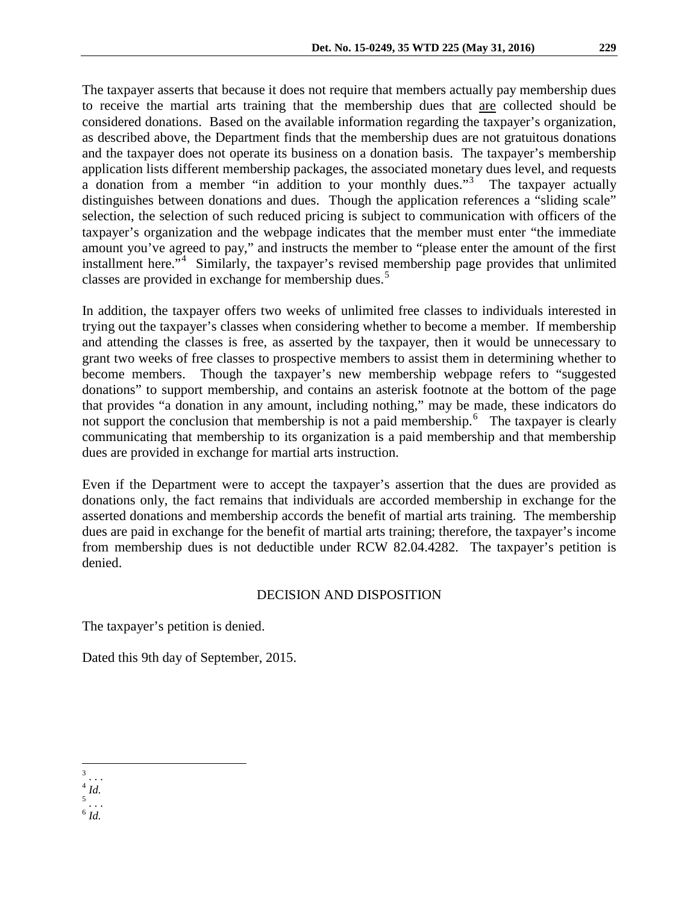The taxpayer asserts that because it does not require that members actually pay membership dues to receive the martial arts training that the membership dues that <u>are</u> collected should be considered donations. Based on the available information regarding the taxpayer's organization, as described above, the Department finds that the membership dues are not gratuitous donations and the taxpayer does not operate its business on a donation basis. The taxpayer's membership application lists different membership packages, the associated monetary dues level, and requests a donation from a member "in addition to your monthly dues."[3] The taxpayer actually distinguishes between donations and dues. Though the application references a "sliding scale" selection, the selection of such reduced pricing is subject to communication with officers of the taxpayer's organization and the webpage indicates that the member must enter "the immediate amount you've agreed to pay," and instructs the member to "please enter the amount of the first installment here."[4] Similarly, the taxpayer's revised membership page provides that unlimited classes are provided in exchange for membership dues.[5]

In addition, the taxpayer offers two weeks of unlimited free classes to individuals interested in trying out the taxpayer's classes when considering whether to become a member. If membership and attending the classes is free, as asserted by the taxpayer, then it would be unnecessary to grant two weeks of free classes to prospective members to assist them in determining whether to become members. Though the taxpayer's new membership webpage refers to "suggested donations" to support membership, and contains an asterisk footnote at the bottom of the page that provides "a donation in any amount, including nothing," may be made, these indicators do not support the conclusion that membership is not a paid membership.[6] The taxpayer is clearly communicating that membership to its organization is a paid membership and that membership dues are provided in exchange for martial arts instruction.

Even if the Department were to accept the taxpayer's assertion that the dues are provided as donations only, the fact remains that individuals are accorded membership in exchange for the asserted donations and membership accords the benefit of martial arts training. The membership dues are paid in exchange for the benefit of martial arts training; therefore, the taxpayer's income from membership dues is not deductible under RCW 82.04.4282. The taxpayer's petition is denied.

## DECISION AND DISPOSITION

The taxpayer's petition is denied.

Dated this 9th day of September, 2015.

---

[3] . . .
[4] *Id.*
[5] . . .
[6] *Id.*